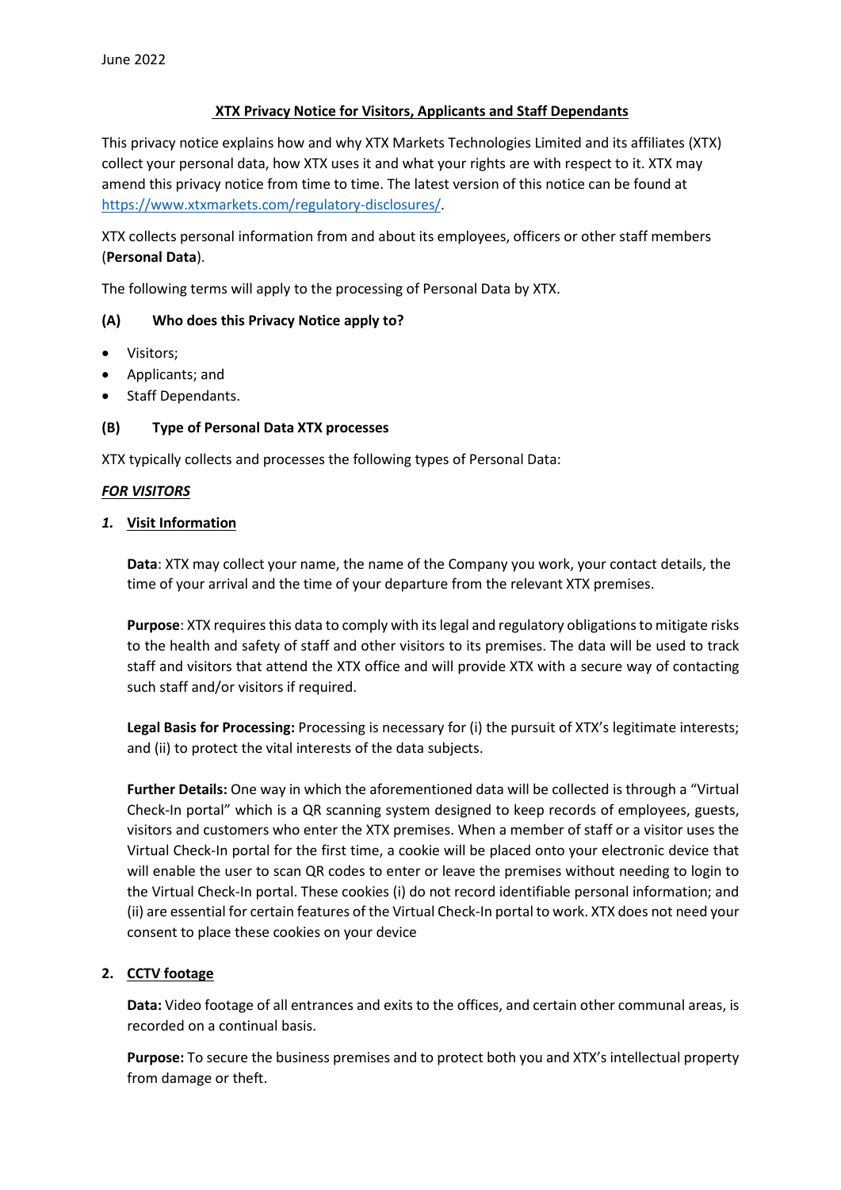June 2022

# XTX Privacy Notice for Visitors, Applicants and Staff Dependants

This privacy notice explains how and why XTX Markets Technologies Limited and its affiliates (XTX) collect your personal data, how XTX uses it and what your rights are with respect to it. XTX may amend this privacy notice from time to time. The latest version of this notice can be found at https://www.xtxmarkets.com/regulatory-disclosures/.

XTX collects personal information from and about its employees, officers or other staff members (**Personal Data**).

The following terms will apply to the processing of Personal Data by XTX.

## (A) Who does this Privacy Notice apply to?

- Visitors;
- Applicants; and
- Staff Dependants.

## (B) Type of Personal Data XTX processes

XTX typically collects and processes the following types of Personal Data:

***FOR VISITORS***

### *1.* Visit Information

**Data**: XTX may collect your name, the name of the Company you work, your contact details, the time of your arrival and the time of your departure from the relevant XTX premises.

**Purpose**: XTX requires this data to comply with its legal and regulatory obligations to mitigate risks to the health and safety of staff and other visitors to its premises. The data will be used to track staff and visitors that attend the XTX office and will provide XTX with a secure way of contacting such staff and/or visitors if required.

**Legal Basis for Processing:** Processing is necessary for (i) the pursuit of XTX's legitimate interests; and (ii) to protect the vital interests of the data subjects.

**Further Details:** One way in which the aforementioned data will be collected is through a "Virtual Check-In portal" which is a QR scanning system designed to keep records of employees, guests, visitors and customers who enter the XTX premises. When a member of staff or a visitor uses the Virtual Check-In portal for the first time, a cookie will be placed onto your electronic device that will enable the user to scan QR codes to enter or leave the premises without needing to login to the Virtual Check-In portal. These cookies (i) do not record identifiable personal information; and (ii) are essential for certain features of the Virtual Check-In portal to work. XTX does not need your consent to place these cookies on your device

### 2. CCTV footage

**Data:** Video footage of all entrances and exits to the offices, and certain other communal areas, is recorded on a continual basis.

**Purpose:** To secure the business premises and to protect both you and XTX's intellectual property from damage or theft.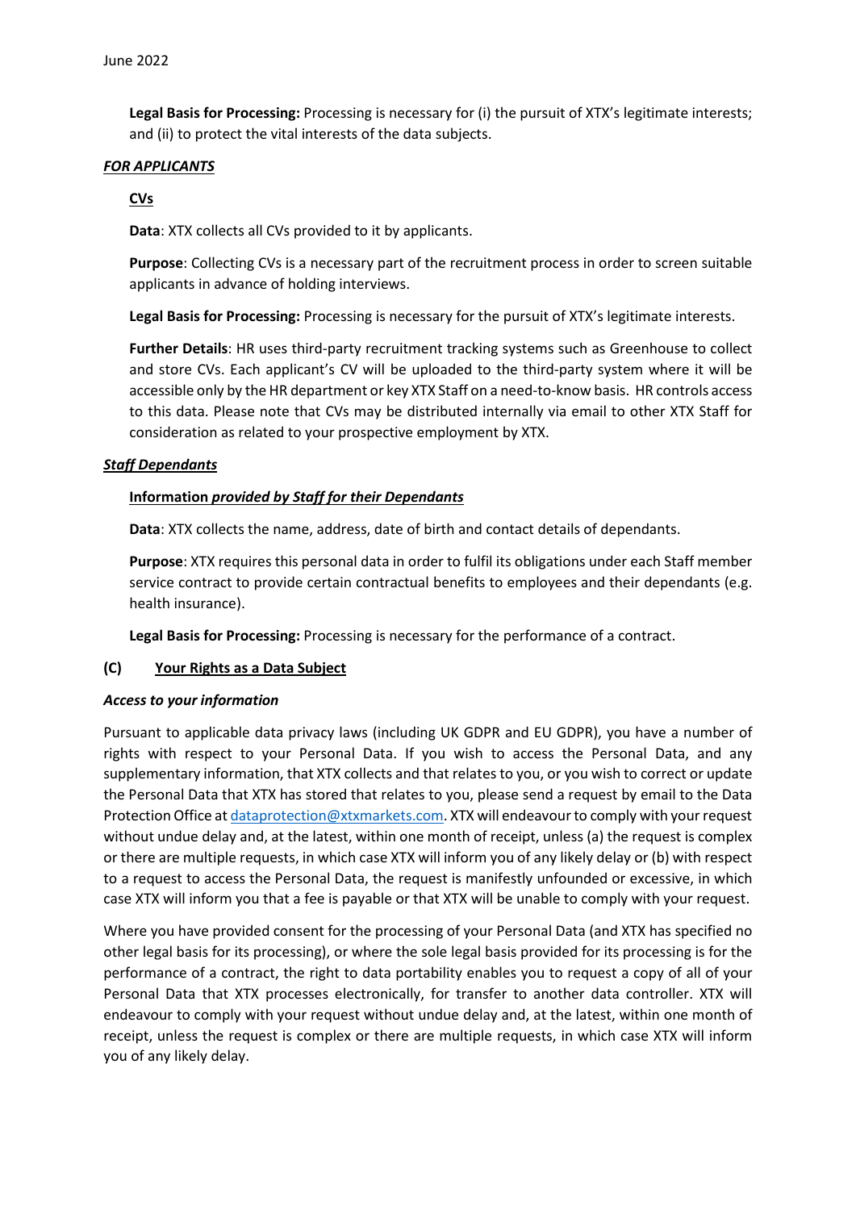**Legal Basis for Processing:** Processing is necessary for (i) the pursuit of XTX's legitimate interests; and (ii) to protect the vital interests of the data subjects.

***FOR APPLICANTS***

**CVs**

**Data**: XTX collects all CVs provided to it by applicants.

**Purpose**: Collecting CVs is a necessary part of the recruitment process in order to screen suitable applicants in advance of holding interviews.

**Legal Basis for Processing:** Processing is necessary for the pursuit of XTX's legitimate interests.

**Further Details**: HR uses third-party recruitment tracking systems such as Greenhouse to collect and store CVs. Each applicant's CV will be uploaded to the third-party system where it will be accessible only by the HR department or key XTX Staff on a need-to-know basis. HR controls access to this data. Please note that CVs may be distributed internally via email to other XTX Staff for consideration as related to your prospective employment by XTX.

***Staff Dependants***

**Information *provided by Staff for their Dependants***

**Data**: XTX collects the name, address, date of birth and contact details of dependants.

**Purpose**: XTX requires this personal data in order to fulfil its obligations under each Staff member service contract to provide certain contractual benefits to employees and their dependants (e.g. health insurance).

**Legal Basis for Processing:** Processing is necessary for the performance of a contract.

## (C) Your Rights as a Data Subject

***Access to your information***

Pursuant to applicable data privacy laws (including UK GDPR and EU GDPR), you have a number of rights with respect to your Personal Data. If you wish to access the Personal Data, and any supplementary information, that XTX collects and that relates to you, or you wish to correct or update the Personal Data that XTX has stored that relates to you, please send a request by email to the Data Protection Office at dataprotection@xtxmarkets.com. XTX will endeavour to comply with your request without undue delay and, at the latest, within one month of receipt, unless (a) the request is complex or there are multiple requests, in which case XTX will inform you of any likely delay or (b) with respect to a request to access the Personal Data, the request is manifestly unfounded or excessive, in which case XTX will inform you that a fee is payable or that XTX will be unable to comply with your request.

Where you have provided consent for the processing of your Personal Data (and XTX has specified no other legal basis for its processing), or where the sole legal basis provided for its processing is for the performance of a contract, the right to data portability enables you to request a copy of all of your Personal Data that XTX processes electronically, for transfer to another data controller. XTX will endeavour to comply with your request without undue delay and, at the latest, within one month of receipt, unless the request is complex or there are multiple requests, in which case XTX will inform you of any likely delay.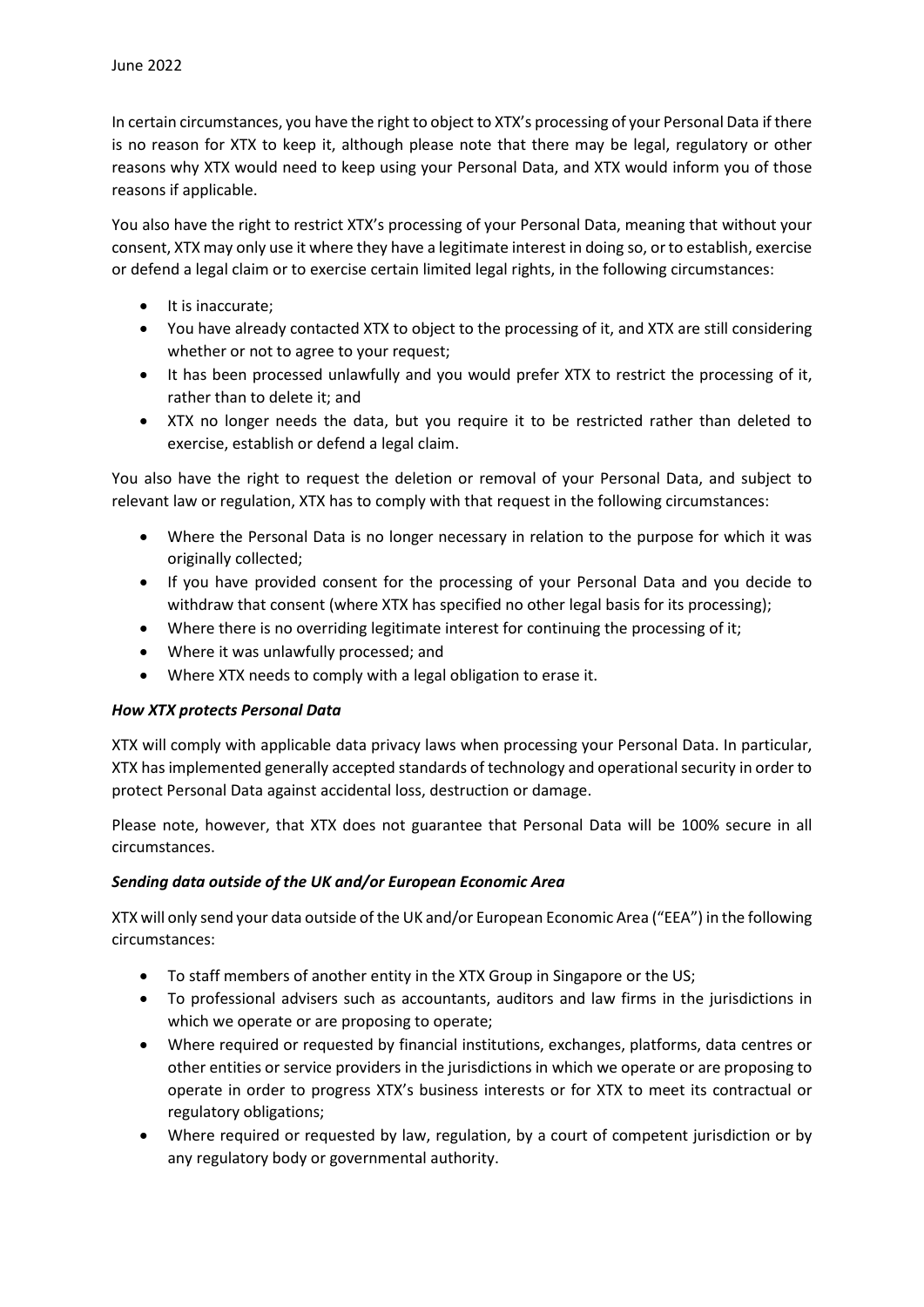In certain circumstances, you have the right to object to XTX's processing of your Personal Data if there is no reason for XTX to keep it, although please note that there may be legal, regulatory or other reasons why XTX would need to keep using your Personal Data, and XTX would inform you of those reasons if applicable.

You also have the right to restrict XTX's processing of your Personal Data, meaning that without your consent, XTX may only use it where they have a legitimate interest in doing so, or to establish, exercise or defend a legal claim or to exercise certain limited legal rights, in the following circumstances:

- It is inaccurate;
- You have already contacted XTX to object to the processing of it, and XTX are still considering whether or not to agree to your request;
- It has been processed unlawfully and you would prefer XTX to restrict the processing of it, rather than to delete it; and
- XTX no longer needs the data, but you require it to be restricted rather than deleted to exercise, establish or defend a legal claim.

You also have the right to request the deletion or removal of your Personal Data, and subject to relevant law or regulation, XTX has to comply with that request in the following circumstances:

- Where the Personal Data is no longer necessary in relation to the purpose for which it was originally collected;
- If you have provided consent for the processing of your Personal Data and you decide to withdraw that consent (where XTX has specified no other legal basis for its processing);
- Where there is no overriding legitimate interest for continuing the processing of it;
- Where it was unlawfully processed; and
- Where XTX needs to comply with a legal obligation to erase it.

***How XTX protects Personal Data***

XTX will comply with applicable data privacy laws when processing your Personal Data. In particular, XTX has implemented generally accepted standards of technology and operational security in order to protect Personal Data against accidental loss, destruction or damage.

Please note, however, that XTX does not guarantee that Personal Data will be 100% secure in all circumstances.

***Sending data outside of the UK and/or European Economic Area***

XTX will only send your data outside of the UK and/or European Economic Area ("EEA") in the following circumstances:

- To staff members of another entity in the XTX Group in Singapore or the US;
- To professional advisers such as accountants, auditors and law firms in the jurisdictions in which we operate or are proposing to operate;
- Where required or requested by financial institutions, exchanges, platforms, data centres or other entities or service providers in the jurisdictions in which we operate or are proposing to operate in order to progress XTX's business interests or for XTX to meet its contractual or regulatory obligations;
- Where required or requested by law, regulation, by a court of competent jurisdiction or by any regulatory body or governmental authority.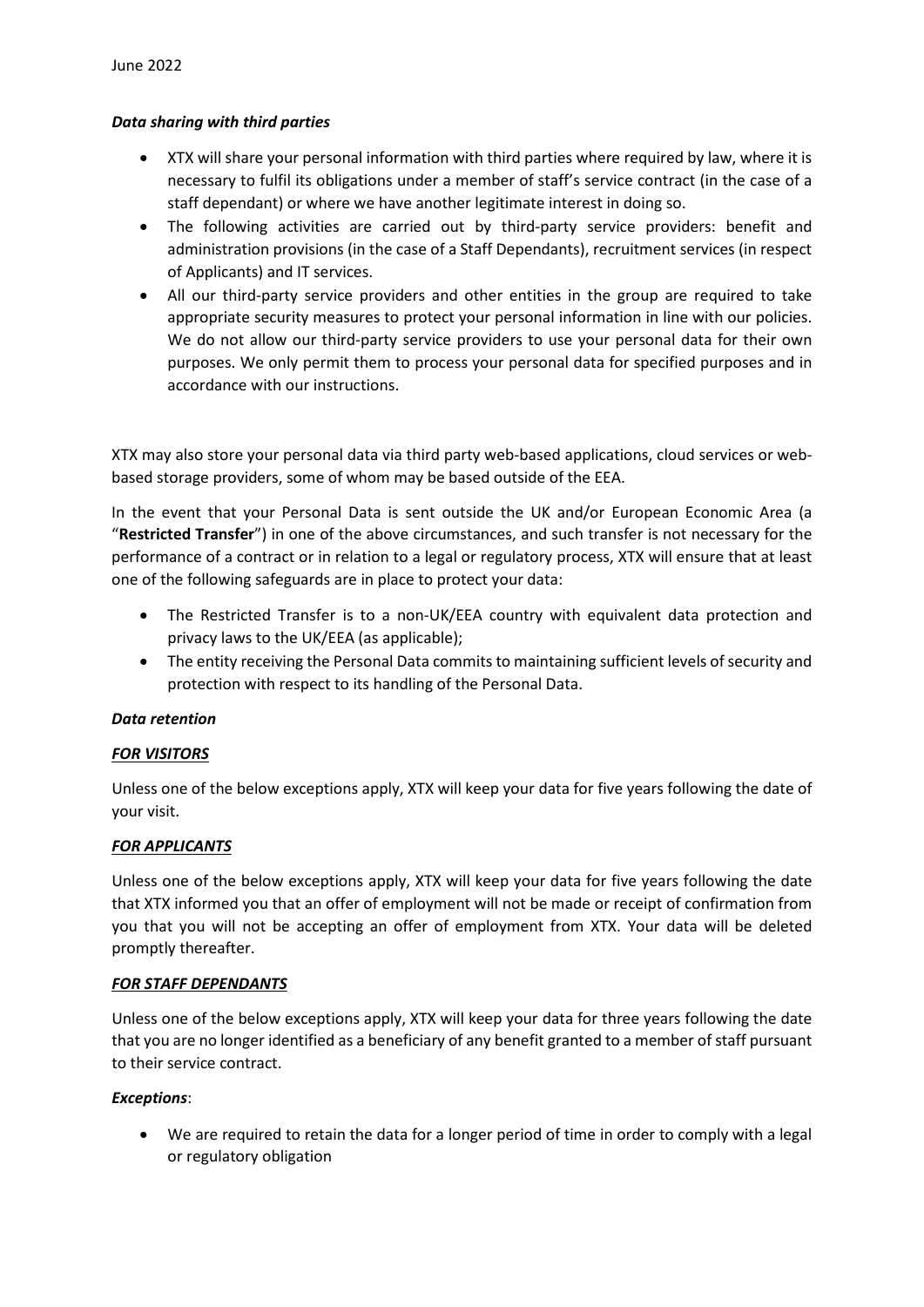***Data sharing with third parties***

- XTX will share your personal information with third parties where required by law, where it is necessary to fulfil its obligations under a member of staff's service contract (in the case of a staff dependant) or where we have another legitimate interest in doing so.
- The following activities are carried out by third-party service providers: benefit and administration provisions (in the case of a Staff Dependants), recruitment services (in respect of Applicants) and IT services.
- All our third-party service providers and other entities in the group are required to take appropriate security measures to protect your personal information in line with our policies. We do not allow our third-party service providers to use your personal data for their own purposes. We only permit them to process your personal data for specified purposes and in accordance with our instructions.

XTX may also store your personal data via third party web-based applications, cloud services or web-based storage providers, some of whom may be based outside of the EEA.

In the event that your Personal Data is sent outside the UK and/or European Economic Area (a "**Restricted Transfer**") in one of the above circumstances, and such transfer is not necessary for the performance of a contract or in relation to a legal or regulatory process, XTX will ensure that at least one of the following safeguards are in place to protect your data:

- The Restricted Transfer is to a non-UK/EEA country with equivalent data protection and privacy laws to the UK/EEA (as applicable);
- The entity receiving the Personal Data commits to maintaining sufficient levels of security and protection with respect to its handling of the Personal Data.

***Data retention***

***<u>FOR VISITORS</u>***

Unless one of the below exceptions apply, XTX will keep your data for five years following the date of your visit.

***<u>FOR APPLICANTS</u>***

Unless one of the below exceptions apply, XTX will keep your data for five years following the date that XTX informed you that an offer of employment will not be made or receipt of confirmation from you that you will not be accepting an offer of employment from XTX. Your data will be deleted promptly thereafter.

***<u>FOR STAFF DEPENDANTS</u>***

Unless one of the below exceptions apply, XTX will keep your data for three years following the date that you are no longer identified as a beneficiary of any benefit granted to a member of staff pursuant to their service contract.

***Exceptions***:

- We are required to retain the data for a longer period of time in order to comply with a legal or regulatory obligation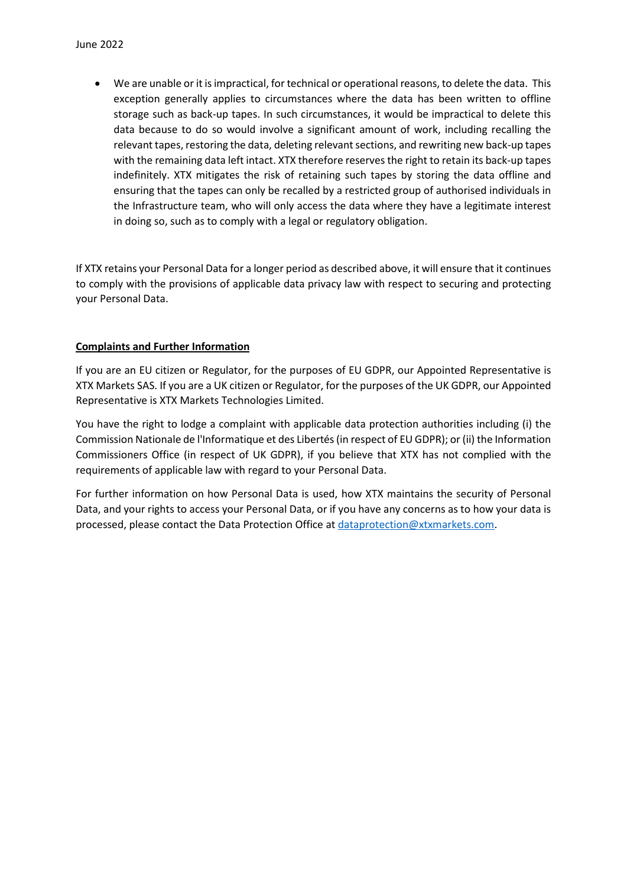- We are unable or it is impractical, for technical or operational reasons, to delete the data. This exception generally applies to circumstances where the data has been written to offline storage such as back-up tapes. In such circumstances, it would be impractical to delete this data because to do so would involve a significant amount of work, including recalling the relevant tapes, restoring the data, deleting relevant sections, and rewriting new back-up tapes with the remaining data left intact. XTX therefore reserves the right to retain its back-up tapes indefinitely. XTX mitigates the risk of retaining such tapes by storing the data offline and ensuring that the tapes can only be recalled by a restricted group of authorised individuals in the Infrastructure team, who will only access the data where they have a legitimate interest in doing so, such as to comply with a legal or regulatory obligation.

If XTX retains your Personal Data for a longer period as described above, it will ensure that it continues to comply with the provisions of applicable data privacy law with respect to securing and protecting your Personal Data.

**Complaints and Further Information**

If you are an EU citizen or Regulator, for the purposes of EU GDPR, our Appointed Representative is XTX Markets SAS. If you are a UK citizen or Regulator, for the purposes of the UK GDPR, our Appointed Representative is XTX Markets Technologies Limited.

You have the right to lodge a complaint with applicable data protection authorities including (i) the Commission Nationale de l'Informatique et des Libertés (in respect of EU GDPR); or (ii) the Information Commissioners Office (in respect of UK GDPR), if you believe that XTX has not complied with the requirements of applicable law with regard to your Personal Data.

For further information on how Personal Data is used, how XTX maintains the security of Personal Data, and your rights to access your Personal Data, or if you have any concerns as to how your data is processed, please contact the Data Protection Office at dataprotection@xtxmarkets.com.